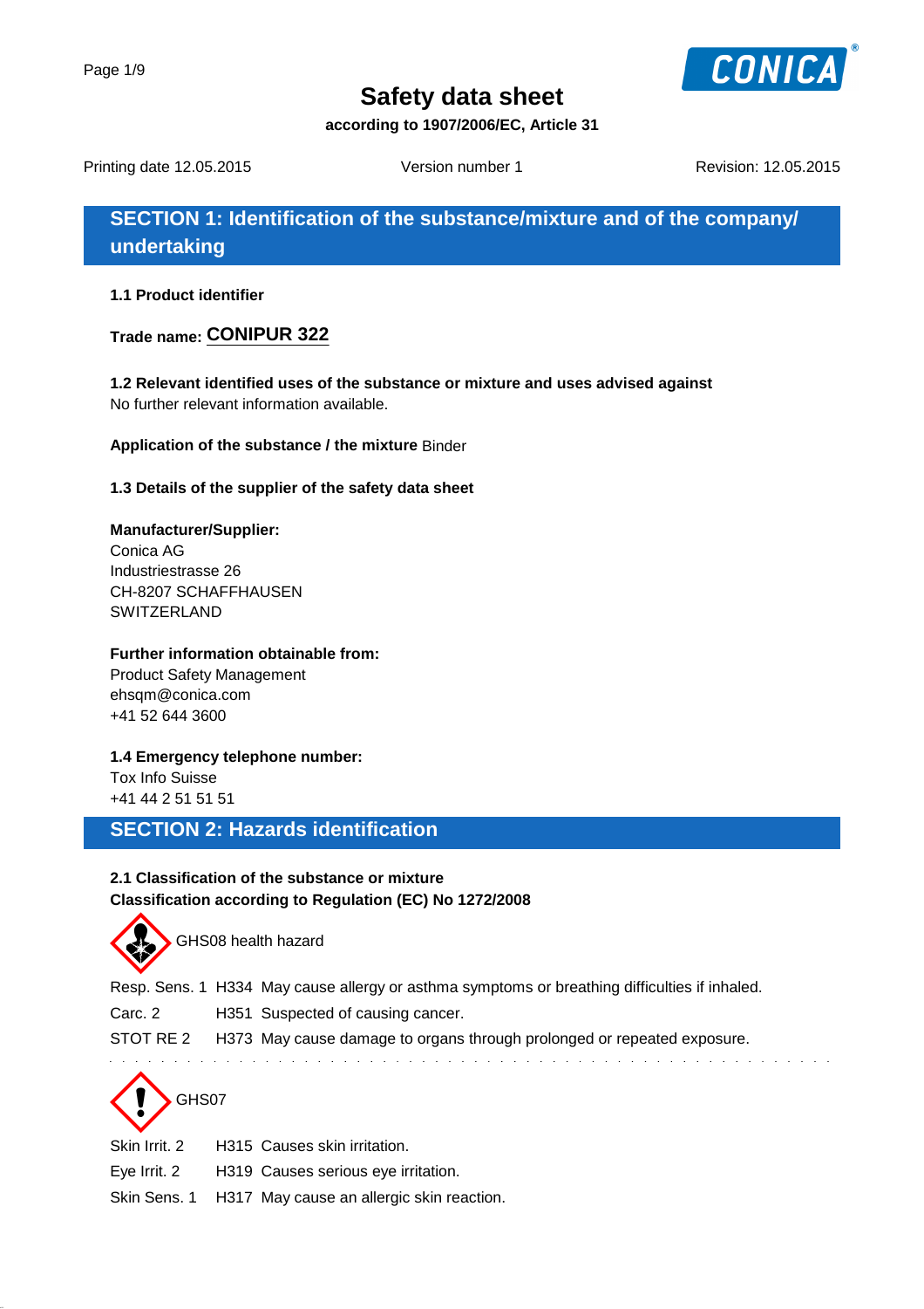# Safety data sheet

**according to 1907/2006/EC, Article 31**

Printing date 12.05.2015 Version number 1 Revision: 12.05.2015

## SECTION 1: Identification of the substance/mixture and of the company/ undertaking

**1.1 Product identifier**

**Trade name:** **CONIPUR 322**

**1.2 Relevant identified uses of the substance or mixture and uses advised against**
No further relevant information available.

**Application of the substance / the mixture** Binder

**1.3 Details of the supplier of the safety data sheet**

**Manufacturer/Supplier:**
Conica AG
Industriestrasse 26
CH-8207 SCHAFFHAUSEN
SWITZERLAND

**Further information obtainable from:**
Product Safety Management
ehsqm@conica.com
+41 52 644 3600

**1.4 Emergency telephone number:**
Tox Info Suisse
+41 44 2 51 51 51

## SECTION 2: Hazards identification

**2.1 Classification of the substance or mixture**
**Classification according to Regulation (EC) No 1272/2008**

GHS08 health hazard

Resp. Sens. 1 H334 May cause allergy or asthma symptoms or breathing difficulties if inhaled.
Carc. 2 H351 Suspected of causing cancer.
STOT RE 2 H373 May cause damage to organs through prolonged or repeated exposure.

GHS07

Skin Irrit. 2 H315 Causes skin irritation.
Eye Irrit. 2 H319 Causes serious eye irritation.
Skin Sens. 1 H317 May cause an allergic skin reaction.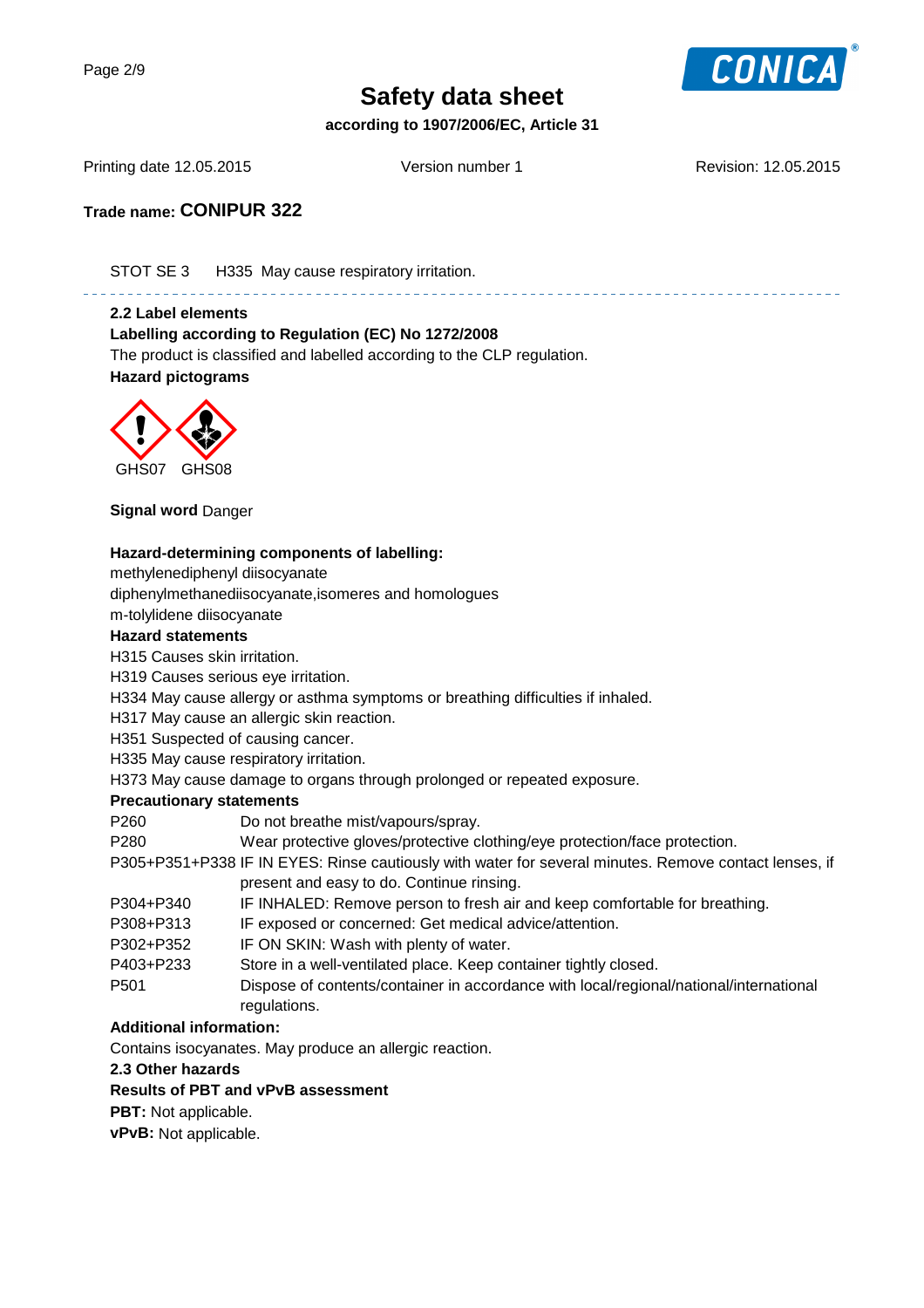STOT SE 3 H335 May cause respiratory irritation.

---

**2.2 Label elements**

**Labelling according to Regulation (EC) No 1272/2008**

The product is classified and labelled according to the CLP regulation.

**Hazard pictograms**

GHS07 GHS08

**Signal word** Danger

**Hazard-determining components of labelling:**

methylenediphenyl diisocyanate

diphenylmethanediisocyanate,isomeres and homologues

m-tolylidene diisocyanate

**Hazard statements**

H315 Causes skin irritation.

H319 Causes serious eye irritation.

H334 May cause allergy or asthma symptoms or breathing difficulties if inhaled.

H317 May cause an allergic skin reaction.

H351 Suspected of causing cancer.

H335 May cause respiratory irritation.

H373 May cause damage to organs through prolonged or repeated exposure.

**Precautionary statements**

| | |
|---|---|
| P260 | Do not breathe mist/vapours/spray. |
| P280 | Wear protective gloves/protective clothing/eye protection/face protection. |
| P305+P351+P338 | IF IN EYES: Rinse cautiously with water for several minutes. Remove contact lenses, if present and easy to do. Continue rinsing. |
| P304+P340 | IF INHALED: Remove person to fresh air and keep comfortable for breathing. |
| P308+P313 | IF exposed or concerned: Get medical advice/attention. |
| P302+P352 | IF ON SKIN: Wash with plenty of water. |
| P403+P233 | Store in a well-ventilated place. Keep container tightly closed. |
| P501 | Dispose of contents/container in accordance with local/regional/national/international regulations. |

**Additional information:**

Contains isocyanates. May produce an allergic reaction.

**2.3 Other hazards**

**Results of PBT and vPvB assessment**

**PBT:** Not applicable.

**vPvB:** Not applicable.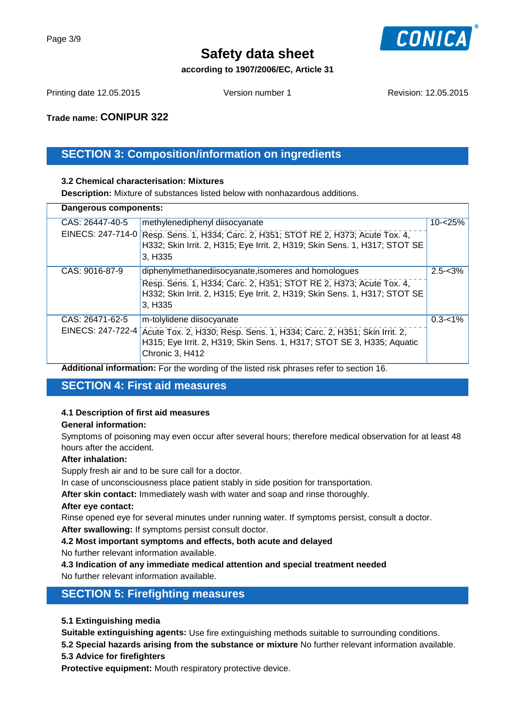# Safety data sheet

**according to 1907/2006/EC, Article 31**

Printing date 12.05.2015 | Version number 1 | Revision: 12.05.2015

**Trade name: CONIPUR 322**

## SECTION 3: Composition/information on ingredients

### 3.2 Chemical characterisation: Mixtures

**Description:** Mixture of substances listed below with nonhazardous additions.

| Dangerous components: | | |
|---|---|---|
| CAS: 26447-40-5<br>EINECS: 247-714-0 | methylenediphenyl diisocyanate<br>Resp. Sens. 1, H334; Carc. 2, H351; STOT RE 2, H373; Acute Tox. 4, H332; Skin Irrit. 2, H315; Eye Irrit. 2, H319; Skin Sens. 1, H317; STOT SE 3, H335 | 10-<25% |
| CAS: 9016-87-9 | diphenylmethanediisocyanate,isomeres and homologues<br>Resp. Sens. 1, H334; Carc. 2, H351; STOT RE 2, H373; Acute Tox. 4, H332; Skin Irrit. 2, H315; Eye Irrit. 2, H319; Skin Sens. 1, H317; STOT SE 3, H335 | 2.5-<3% |
| CAS: 26471-62-5<br>EINECS: 247-722-4 | m-tolylidene diisocyanate<br>Acute Tox. 2, H330; Resp. Sens. 1, H334; Carc. 2, H351; Skin Irrit. 2, H315; Eye Irrit. 2, H319; Skin Sens. 1, H317; STOT SE 3, H335; Aquatic Chronic 3, H412 | 0.3-<1% |

**Additional information:** For the wording of the listed risk phrases refer to section 16.

## SECTION 4: First aid measures

### 4.1 Description of first aid measures

**General information:**

Symptoms of poisoning may even occur after several hours; therefore medical observation for at least 48 hours after the accident.

**After inhalation:**

Supply fresh air and to be sure call for a doctor.

In case of unconsciousness place patient stably in side position for transportation.

**After skin contact:** Immediately wash with water and soap and rinse thoroughly.

**After eye contact:**

Rinse opened eye for several minutes under running water. If symptoms persist, consult a doctor.

**After swallowing:** If symptoms persist consult doctor.

**4.2 Most important symptoms and effects, both acute and delayed**

No further relevant information available.

**4.3 Indication of any immediate medical attention and special treatment needed**

No further relevant information available.

## SECTION 5: Firefighting measures

**5.1 Extinguishing media**

**Suitable extinguishing agents:** Use fire extinguishing methods suitable to surrounding conditions.

**5.2 Special hazards arising from the substance or mixture** No further relevant information available.

**5.3 Advice for firefighters**

**Protective equipment:** Mouth respiratory protective device.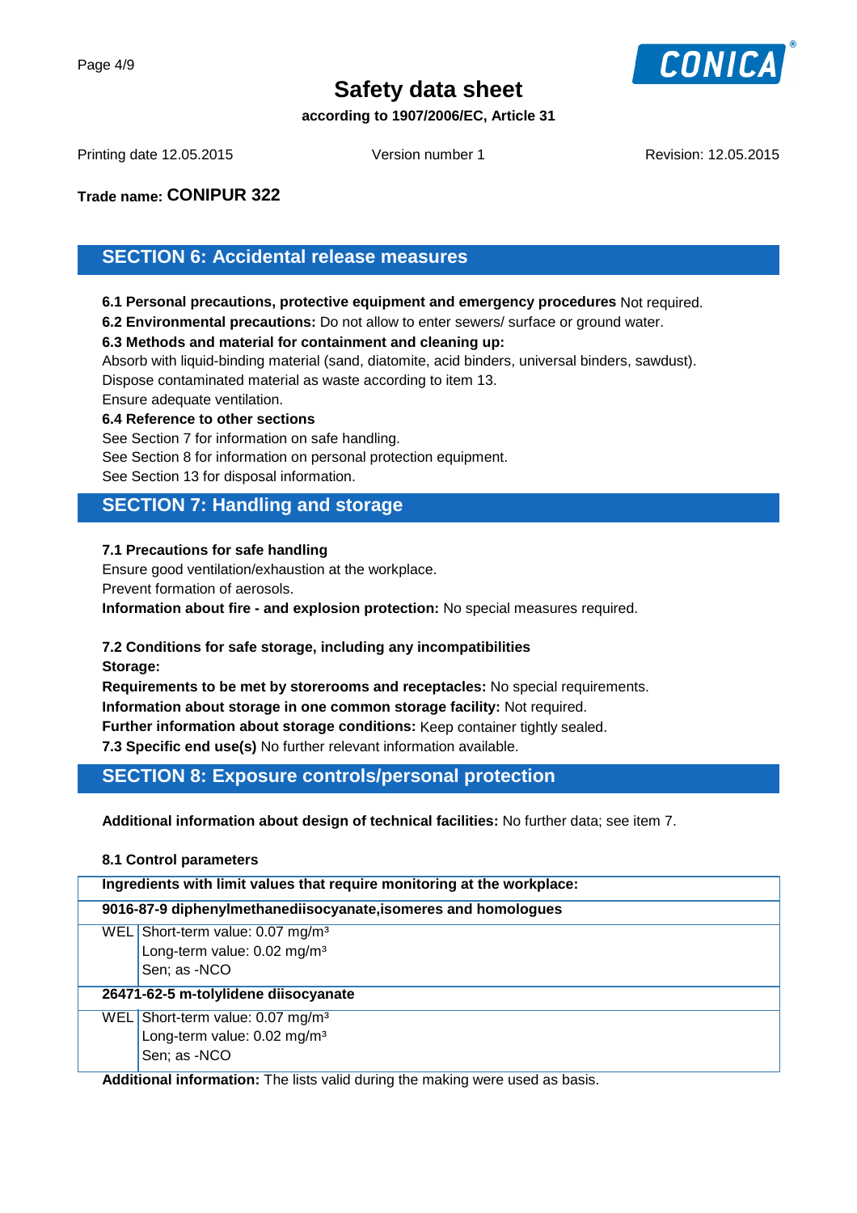## SECTION 6: Accidental release measures

**6.1 Personal precautions, protective equipment and emergency procedures** Not required.

**6.2 Environmental precautions:** Do not allow to enter sewers/ surface or ground water.

**6.3 Methods and material for containment and cleaning up:**

Absorb with liquid-binding material (sand, diatomite, acid binders, universal binders, sawdust).
Dispose contaminated material as waste according to item 13.
Ensure adequate ventilation.

**6.4 Reference to other sections**

See Section 7 for information on safe handling.
See Section 8 for information on personal protection equipment.
See Section 13 for disposal information.

## SECTION 7: Handling and storage

**7.1 Precautions for safe handling**

Ensure good ventilation/exhaustion at the workplace.
Prevent formation of aerosols.

**Information about fire - and explosion protection:** No special measures required.

**7.2 Conditions for safe storage, including any incompatibilities**

**Storage:**

**Requirements to be met by storerooms and receptacles:** No special requirements.

**Information about storage in one common storage facility:** Not required.

**Further information about storage conditions:** Keep container tightly sealed.

**7.3 Specific end use(s)** No further relevant information available.

## SECTION 8: Exposure controls/personal protection

**Additional information about design of technical facilities:** No further data; see item 7.

**8.1 Control parameters**

| **Ingredients with limit values that require monitoring at the workplace:** | |
|---|---|
| **9016-87-9 diphenylmethanediisocyanate,isomeres and homologues** | |
| WEL | Short-term value: 0.07 mg/m³<br>Long-term value: 0.02 mg/m³<br>Sen; as -NCO |
| **26471-62-5 m-tolylidene diisocyanate** | |
| WEL | Short-term value: 0.07 mg/m³<br>Long-term value: 0.02 mg/m³<br>Sen; as -NCO |

**Additional information:** The lists valid during the making were used as basis.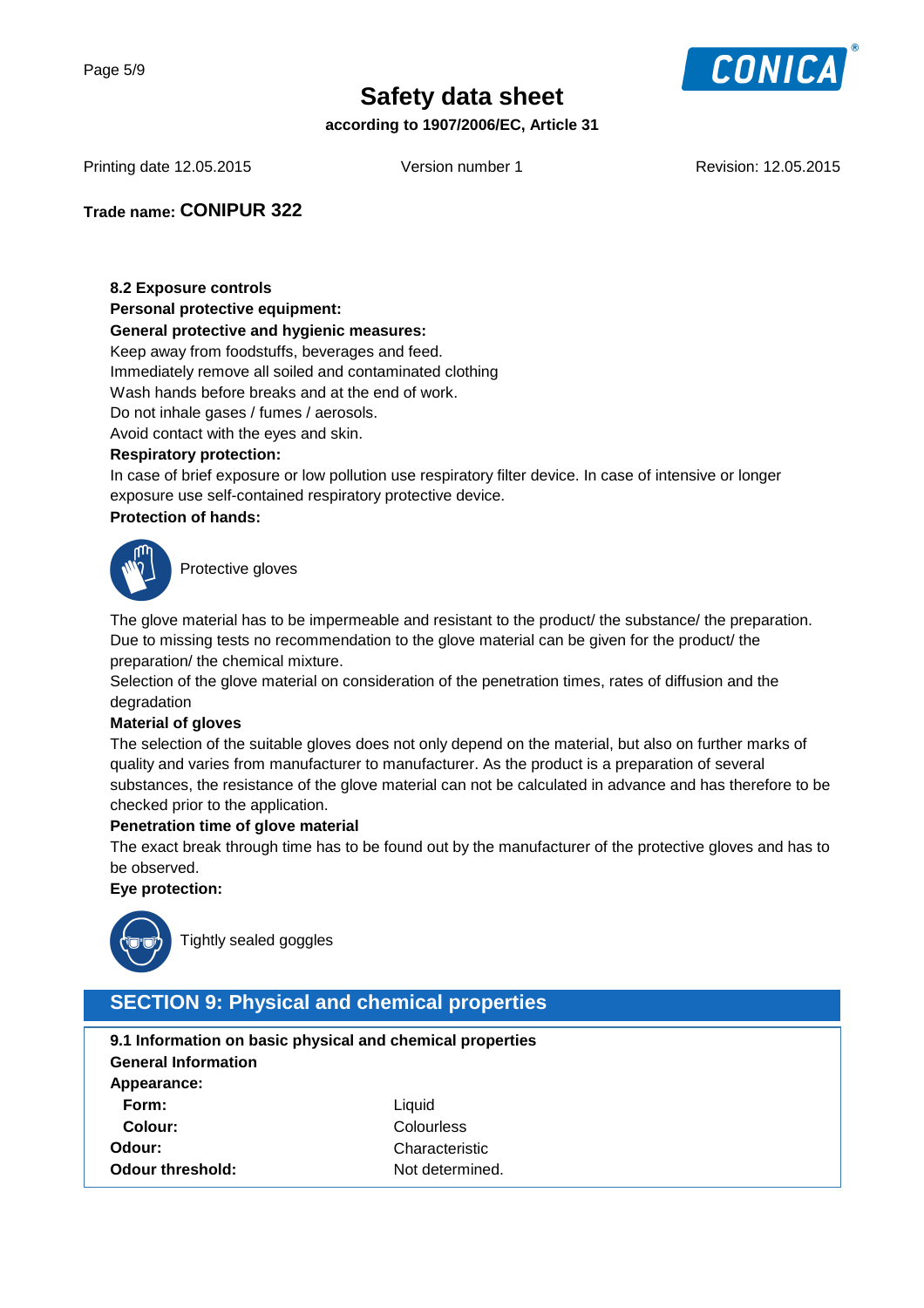**Trade name: CONIPUR 322**

**8.2 Exposure controls**

**Personal protective equipment:**

**General protective and hygienic measures:**

Keep away from foodstuffs, beverages and feed.
Immediately remove all soiled and contaminated clothing
Wash hands before breaks and at the end of work.
Do not inhale gases / fumes / aerosols.
Avoid contact with the eyes and skin.

**Respiratory protection:**

In case of brief exposure or low pollution use respiratory filter device. In case of intensive or longer exposure use self-contained respiratory protective device.

**Protection of hands:**

Protective gloves

The glove material has to be impermeable and resistant to the product/ the substance/ the preparation.
Due to missing tests no recommendation to the glove material can be given for the product/ the preparation/ the chemical mixture.
Selection of the glove material on consideration of the penetration times, rates of diffusion and the degradation

**Material of gloves**

The selection of the suitable gloves does not only depend on the material, but also on further marks of quality and varies from manufacturer to manufacturer. As the product is a preparation of several substances, the resistance of the glove material can not be calculated in advance and has therefore to be checked prior to the application.

**Penetration time of glove material**

The exact break through time has to be found out by the manufacturer of the protective gloves and has to be observed.

**Eye protection:**

Tightly sealed goggles

## SECTION 9: Physical and chemical properties

**9.1 Information on basic physical and chemical properties**

**General Information**

**Appearance:**

| | |
|---|---|
| **Form:** | Liquid |
| **Colour:** | Colourless |
| **Odour:** | Characteristic |
| **Odour threshold:** | Not determined. |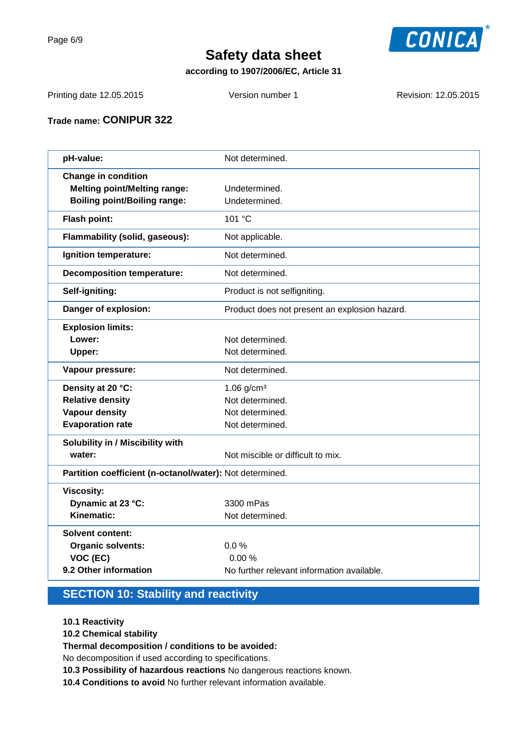# Safety data sheet

**according to 1907/2006/EC, Article 31**

Printing date 12.05.2015 Version number 1 Revision: 12.05.2015

**Trade name: CONIPUR 322**

| | |
|---|---|
| **pH-value:** | Not determined. |
| **Change in condition** | |
| **Melting point/Melting range:** | Undetermined. |
| **Boiling point/Boiling range:** | Undetermined. |
| **Flash point:** | 101 °C |
| **Flammability (solid, gaseous):** | Not applicable. |
| **Ignition temperature:** | Not determined. |
| **Decomposition temperature:** | Not determined. |
| **Self-igniting:** | Product is not selfigniting. |
| **Danger of explosion:** | Product does not present an explosion hazard. |
| **Explosion limits:** | |
| **Lower:** | Not determined. |
| **Upper:** | Not determined. |
| **Vapour pressure:** | Not determined. |
| **Density at 20 °C:** | 1.06 g/cm³ |
| **Relative density** | Not determined. |
| **Vapour density** | Not determined. |
| **Evaporation rate** | Not determined. |
| **Solubility in / Miscibility with** | |
| **water:** | Not miscible or difficult to mix. |
| **Partition coefficient (n-octanol/water):** | Not determined. |
| **Viscosity:** | |
| **Dynamic at 23 °C:** | 3300 mPas |
| **Kinematic:** | Not determined. |
| **Solvent content:** | |
| **Organic solvents:** | 0.0 % |
| **VOC (EC)** | 0.00 % |
| **9.2 Other information** | No further relevant information available. |

## SECTION 10: Stability and reactivity

**10.1 Reactivity**
**10.2 Chemical stability**
**Thermal decomposition / conditions to be avoided:**
No decomposition if used according to specifications.
**10.3 Possibility of hazardous reactions** No dangerous reactions known.
**10.4 Conditions to avoid** No further relevant information available.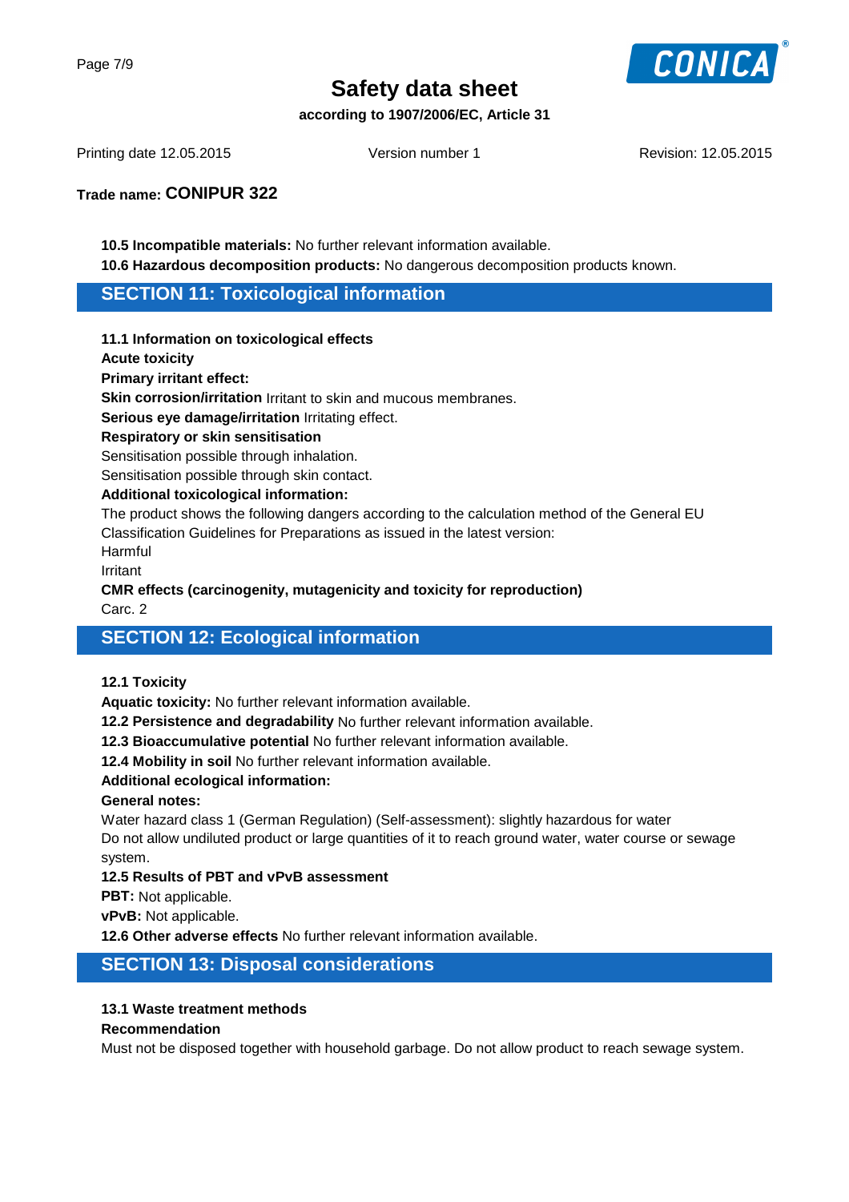Trade name: **CONIPUR 322**

**10.5 Incompatible materials:** No further relevant information available.

**10.6 Hazardous decomposition products:** No dangerous decomposition products known.

## SECTION 11: Toxicological information

**11.1 Information on toxicological effects**

**Acute toxicity**

**Primary irritant effect:**

**Skin corrosion/irritation** Irritant to skin and mucous membranes.

**Serious eye damage/irritation** Irritating effect.

**Respiratory or skin sensitisation**

Sensitisation possible through inhalation.

Sensitisation possible through skin contact.

**Additional toxicological information:**

The product shows the following dangers according to the calculation method of the General EU Classification Guidelines for Preparations as issued in the latest version:

Harmful

Irritant

**CMR effects (carcinogenity, mutagenicity and toxicity for reproduction)**

Carc. 2

## SECTION 12: Ecological information

**12.1 Toxicity**

**Aquatic toxicity:** No further relevant information available.

**12.2 Persistence and degradability** No further relevant information available.

**12.3 Bioaccumulative potential** No further relevant information available.

**12.4 Mobility in soil** No further relevant information available.

**Additional ecological information:**

**General notes:**

Water hazard class 1 (German Regulation) (Self-assessment): slightly hazardous for water

Do not allow undiluted product or large quantities of it to reach ground water, water course or sewage system.

**12.5 Results of PBT and vPvB assessment**

**PBT:** Not applicable.

**vPvB:** Not applicable.

**12.6 Other adverse effects** No further relevant information available.

## SECTION 13: Disposal considerations

**13.1 Waste treatment methods**

**Recommendation**

Must not be disposed together with household garbage. Do not allow product to reach sewage system.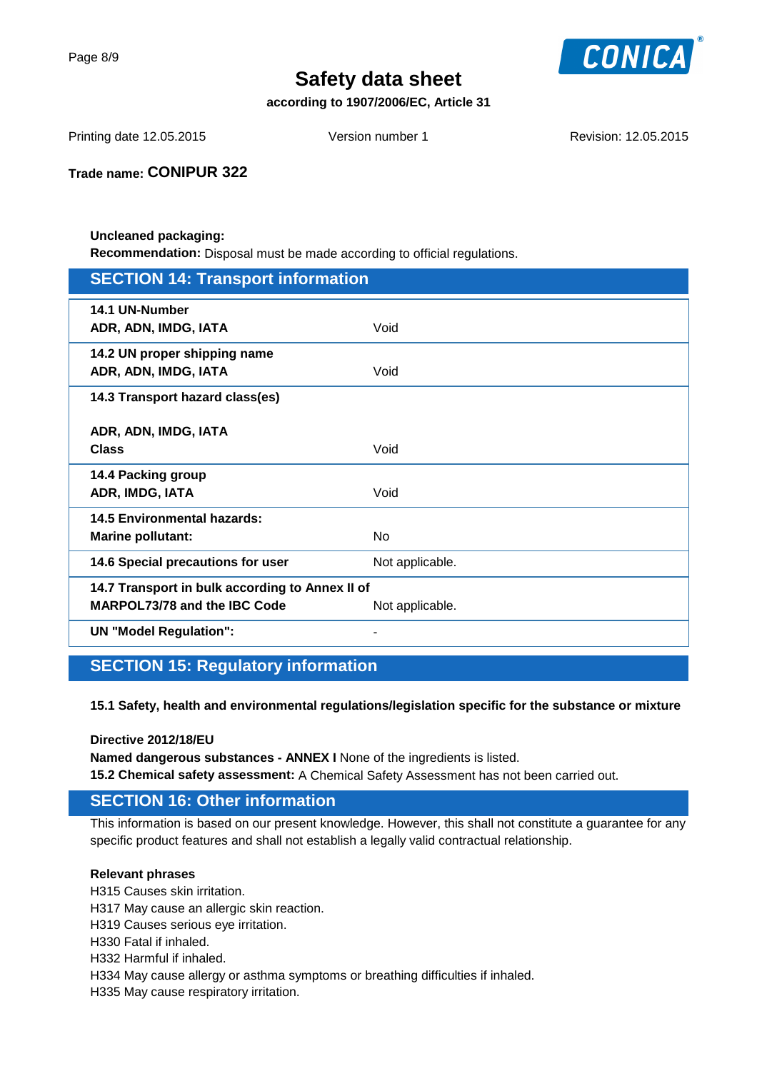**Trade name: CONIPUR 322**

**Uncleaned packaging:**
**Recommendation:** Disposal must be made according to official regulations.

## SECTION 14: Transport information

| | |
|---|---|
| **14.1 UN-Number**<br>**ADR, ADN, IMDG, IATA** | Void |
| **14.2 UN proper shipping name**<br>**ADR, ADN, IMDG, IATA** | Void |
| **14.3 Transport hazard class(es)**<br><br>**ADR, ADN, IMDG, IATA**<br>**Class** | Void |
| **14.4 Packing group**<br>**ADR, IMDG, IATA** | Void |
| **14.5 Environmental hazards:**<br>**Marine pollutant:** | No |
| **14.6 Special precautions for user** | Not applicable. |
| **14.7 Transport in bulk according to Annex II of MARPOL73/78 and the IBC Code** | Not applicable. |
| **UN "Model Regulation":** | - |

## SECTION 15: Regulatory information

**15.1 Safety, health and environmental regulations/legislation specific for the substance or mixture**

**Directive 2012/18/EU**
**Named dangerous substances - ANNEX I** None of the ingredients is listed.
**15.2 Chemical safety assessment:** A Chemical Safety Assessment has not been carried out.

## SECTION 16: Other information

This information is based on our present knowledge. However, this shall not constitute a guarantee for any specific product features and shall not establish a legally valid contractual relationship.

**Relevant phrases**
H315 Causes skin irritation.
H317 May cause an allergic skin reaction.
H319 Causes serious eye irritation.
H330 Fatal if inhaled.
H332 Harmful if inhaled.
H334 May cause allergy or asthma symptoms or breathing difficulties if inhaled.
H335 May cause respiratory irritation.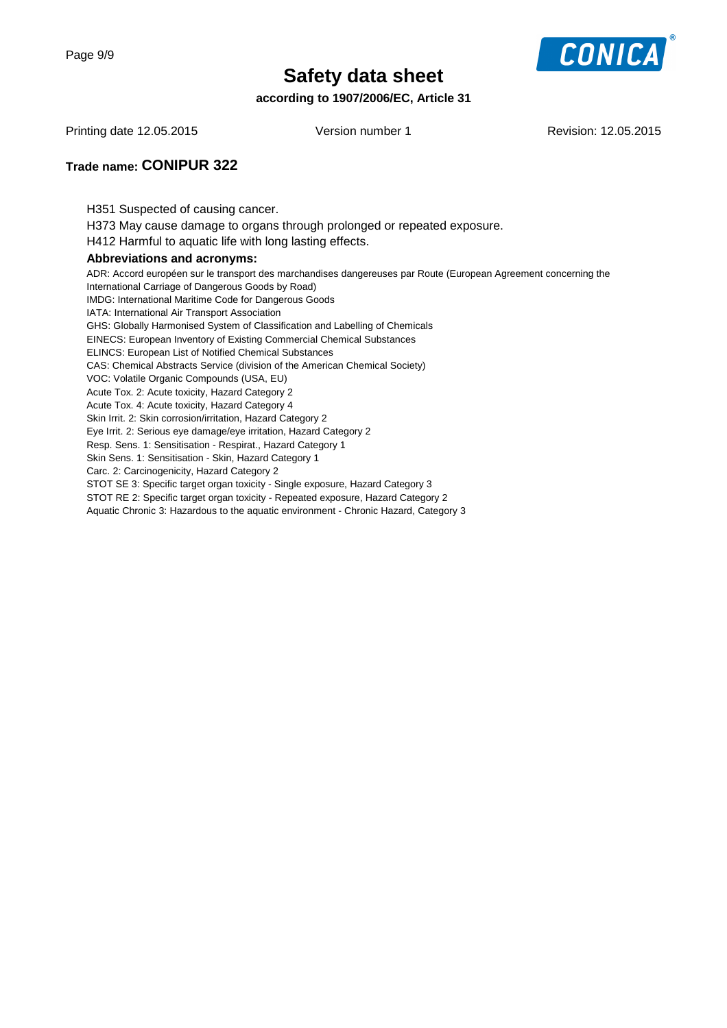H351 Suspected of causing cancer.

H373 May cause damage to organs through prolonged or repeated exposure.

H412 Harmful to aquatic life with long lasting effects.

**Abbreviations and acronyms:**

ADR: Accord européen sur le transport des marchandises dangereuses par Route (European Agreement concerning the International Carriage of Dangerous Goods by Road)
IMDG: International Maritime Code for Dangerous Goods
IATA: International Air Transport Association
GHS: Globally Harmonised System of Classification and Labelling of Chemicals
EINECS: European Inventory of Existing Commercial Chemical Substances
ELINCS: European List of Notified Chemical Substances
CAS: Chemical Abstracts Service (division of the American Chemical Society)
VOC: Volatile Organic Compounds (USA, EU)
Acute Tox. 2: Acute toxicity, Hazard Category 2
Acute Tox. 4: Acute toxicity, Hazard Category 4
Skin Irrit. 2: Skin corrosion/irritation, Hazard Category 2
Eye Irrit. 2: Serious eye damage/eye irritation, Hazard Category 2
Resp. Sens. 1: Sensitisation - Respirat., Hazard Category 1
Skin Sens. 1: Sensitisation - Skin, Hazard Category 1
Carc. 2: Carcinogenicity, Hazard Category 2
STOT SE 3: Specific target organ toxicity - Single exposure, Hazard Category 3
STOT RE 2: Specific target organ toxicity - Repeated exposure, Hazard Category 2
Aquatic Chronic 3: Hazardous to the aquatic environment - Chronic Hazard, Category 3